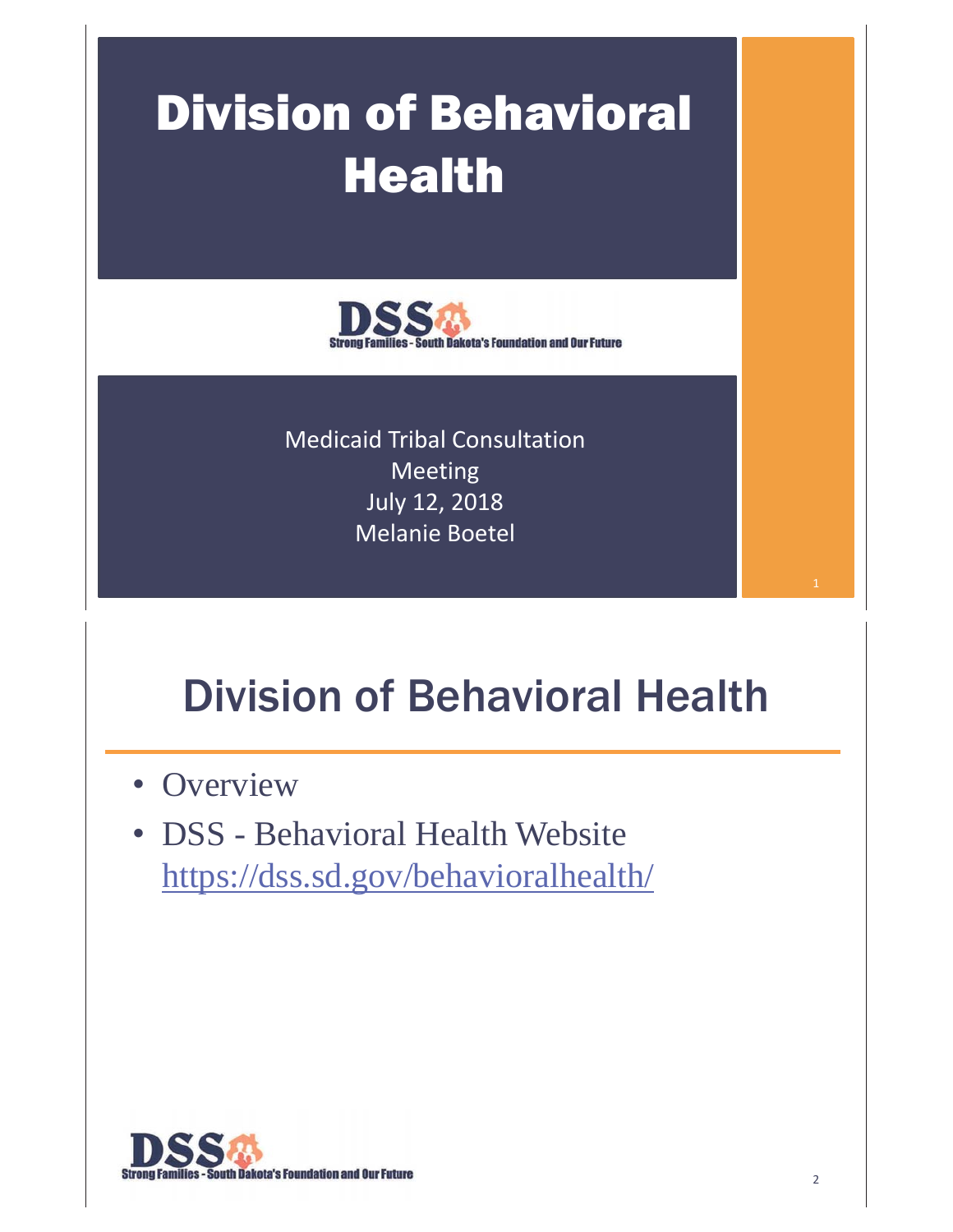# Division of Behavioral Health

DSS
Strong Families - South Dakota's Foundation and Our Future

Medicaid Tribal Consultation Meeting
July 12, 2018
Melanie Boetel

# Division of Behavioral Health

- Overview
- DSS - Behavioral Health Website
  https://dss.sd.gov/behavioralhealth/

DSS
Strong Families - South Dakota's Foundation and Our Future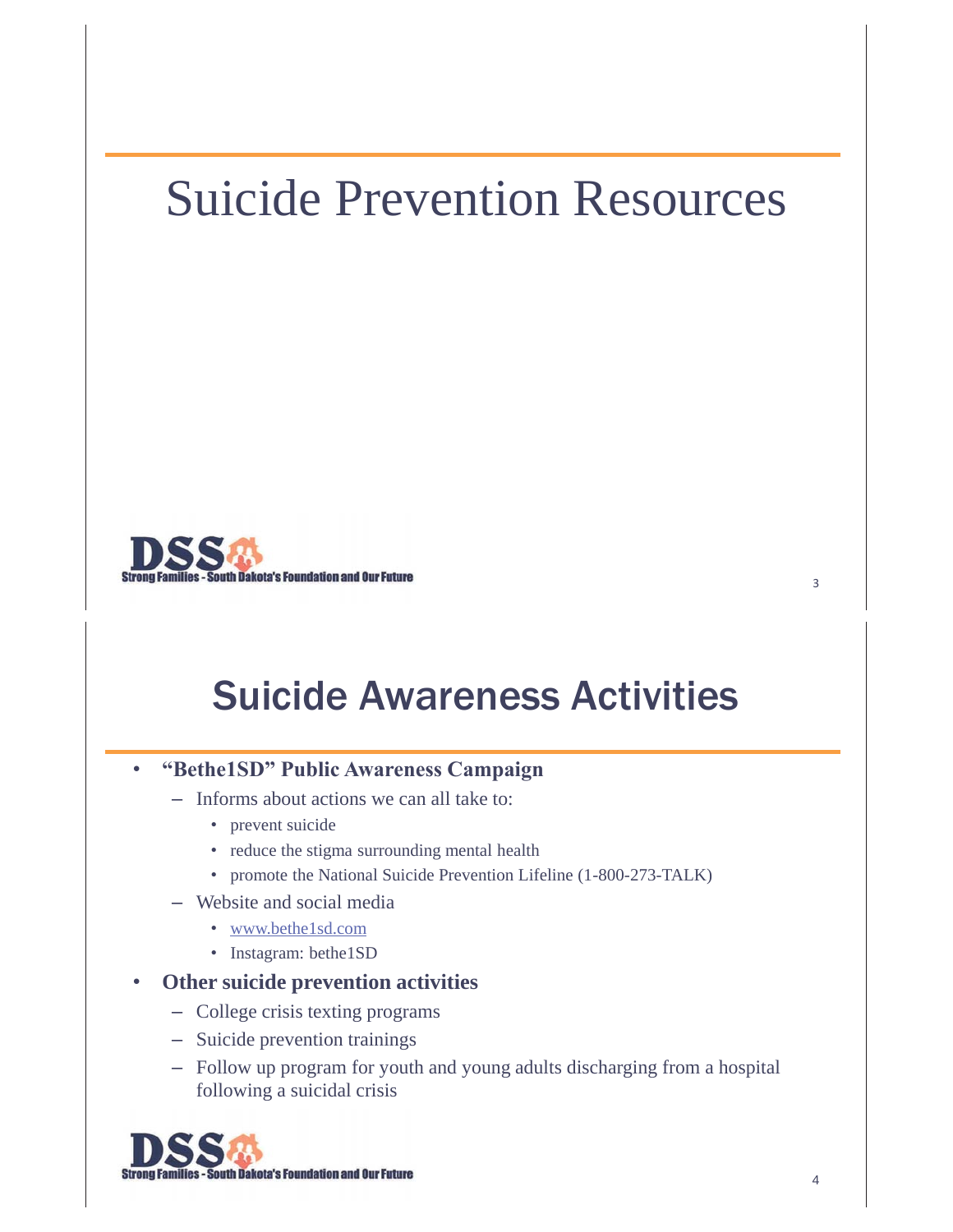# Suicide Prevention Resources

# Suicide Awareness Activities

- **"Bethe1SD" Public Awareness Campaign**
  - Informs about actions we can all take to:
    - prevent suicide
    - reduce the stigma surrounding mental health
    - promote the National Suicide Prevention Lifeline (1-800-273-TALK)
  - Website and social media
    - www.bethe1sd.com
    - Instagram: bethe1SD
- **Other suicide prevention activities**
  - College crisis texting programs
  - Suicide prevention trainings
  - Follow up program for youth and young adults discharging from a hospital following a suicidal crisis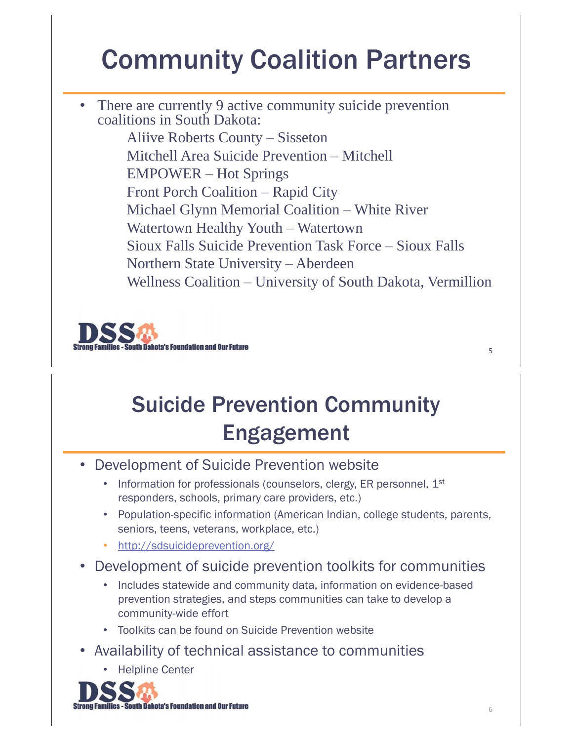# Community Coalition Partners

- There are currently 9 active community suicide prevention coalitions in South Dakota:
  - Aliive Roberts County – Sisseton
  - Mitchell Area Suicide Prevention – Mitchell
  - EMPOWER – Hot Springs
  - Front Porch Coalition – Rapid City
  - Michael Glynn Memorial Coalition – White River
  - Watertown Healthy Youth – Watertown
  - Sioux Falls Suicide Prevention Task Force – Sioux Falls
  - Northern State University – Aberdeen
  - Wellness Coalition – University of South Dakota, Vermillion

DSS Strong Families - South Dakota's Foundation and Our Future

# Suicide Prevention Community Engagement

- Development of Suicide Prevention website
  - Information for professionals (counselors, clergy, ER personnel, 1st responders, schools, primary care providers, etc.)
  - Population-specific information (American Indian, college students, parents, seniors, teens, veterans, workplace, etc.)
  - http://sdsuicideprevention.org/
- Development of suicide prevention toolkits for communities
  - Includes statewide and community data, information on evidence-based prevention strategies, and steps communities can take to develop a community-wide effort
  - Toolkits can be found on Suicide Prevention website
- Availability of technical assistance to communities
  - Helpline Center

DSS Strong Families - South Dakota's Foundation and Our Future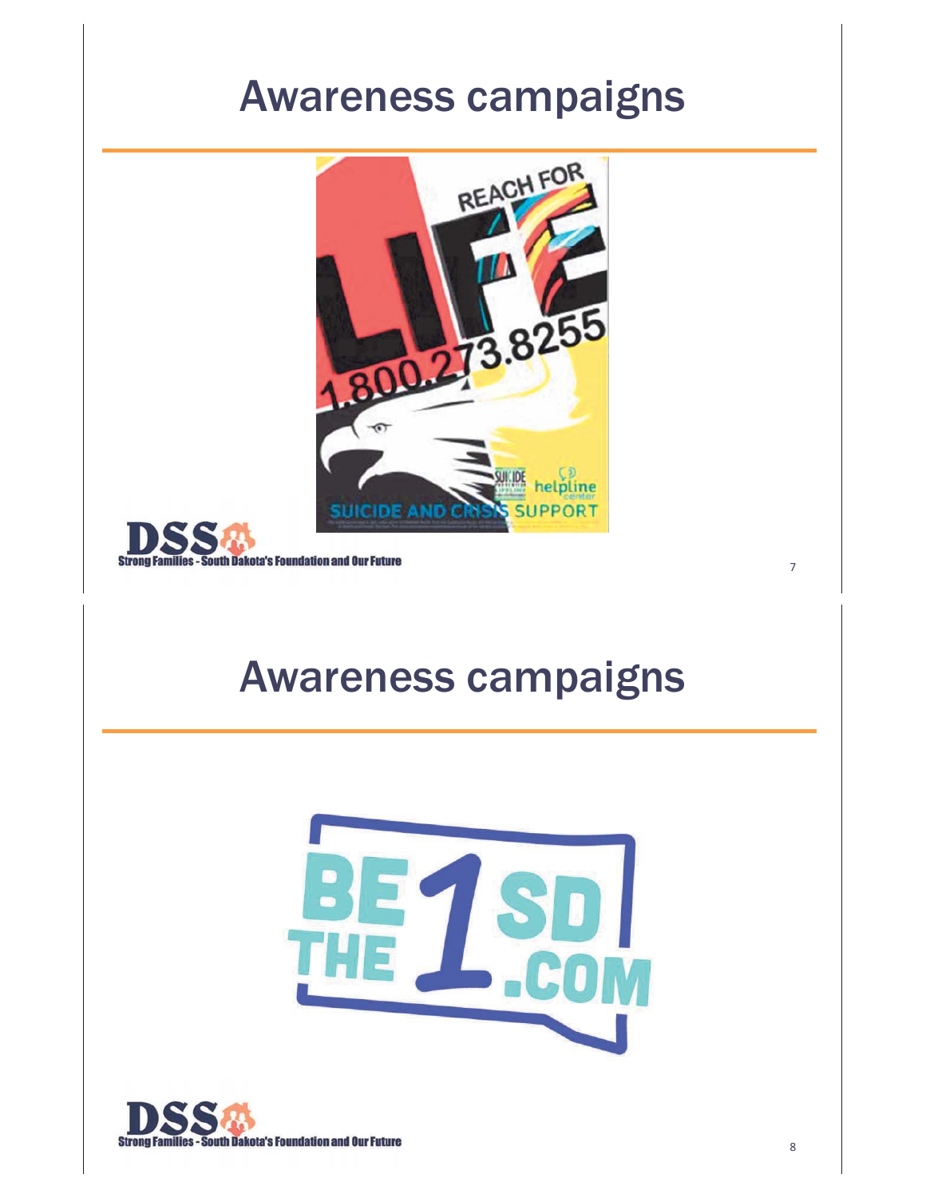# Awareness campaigns

REACH FOR LIFE

1.800.273.8255

SUICIDE AND CRISIS SUPPORT

helpline center

# Awareness campaigns

BE THE 1 SD .COM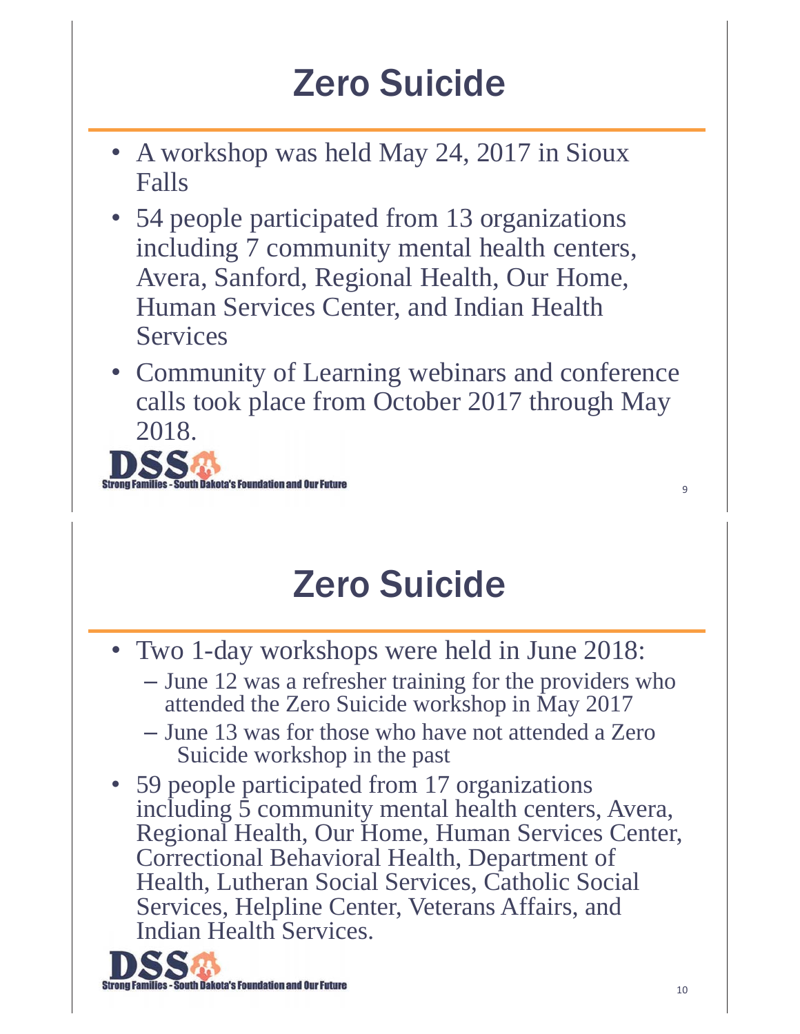# Zero Suicide

- A workshop was held May 24, 2017 in Sioux Falls
- 54 people participated from 13 organizations including 7 community mental health centers, Avera, Sanford, Regional Health, Our Home, Human Services Center, and Indian Health Services
- Community of Learning webinars and conference calls took place from October 2017 through May 2018.

DSS Strong Families - South Dakota's Foundation and Our Future

# Zero Suicide

- Two 1-day workshops were held in June 2018:
  - June 12 was a refresher training for the providers who attended the Zero Suicide workshop in May 2017
  - June 13 was for those who have not attended a Zero Suicide workshop in the past
- 59 people participated from 17 organizations including 5 community mental health centers, Avera, Regional Health, Our Home, Human Services Center, Correctional Behavioral Health, Department of Health, Lutheran Social Services, Catholic Social Services, Helpline Center, Veterans Affairs, and Indian Health Services.

DSS Strong Families - South Dakota's Foundation and Our Future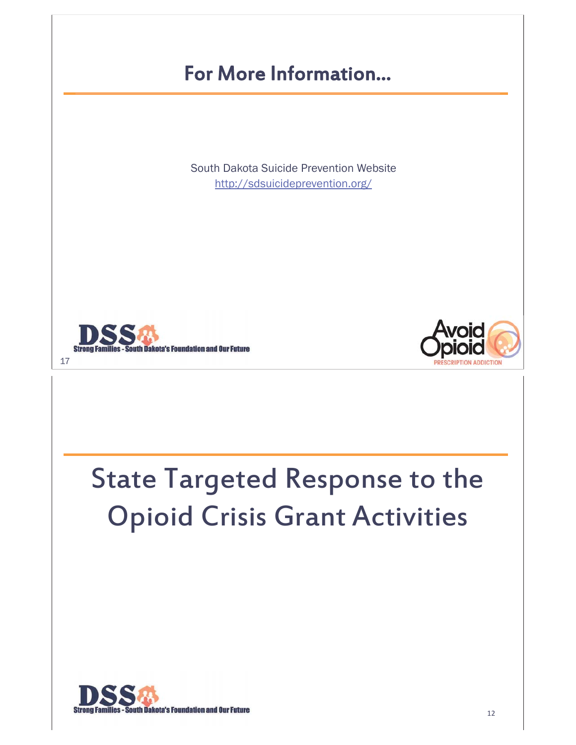## For More Information…

South Dakota Suicide Prevention Website
http://sdsuicideprevention.org/

Strong Families - South Dakota's Foundation and Our Future

Avoid Opioid PRESCRIPTION ADDICTION

# State Targeted Response to the Opioid Crisis Grant Activities

Strong Families - South Dakota's Foundation and Our Future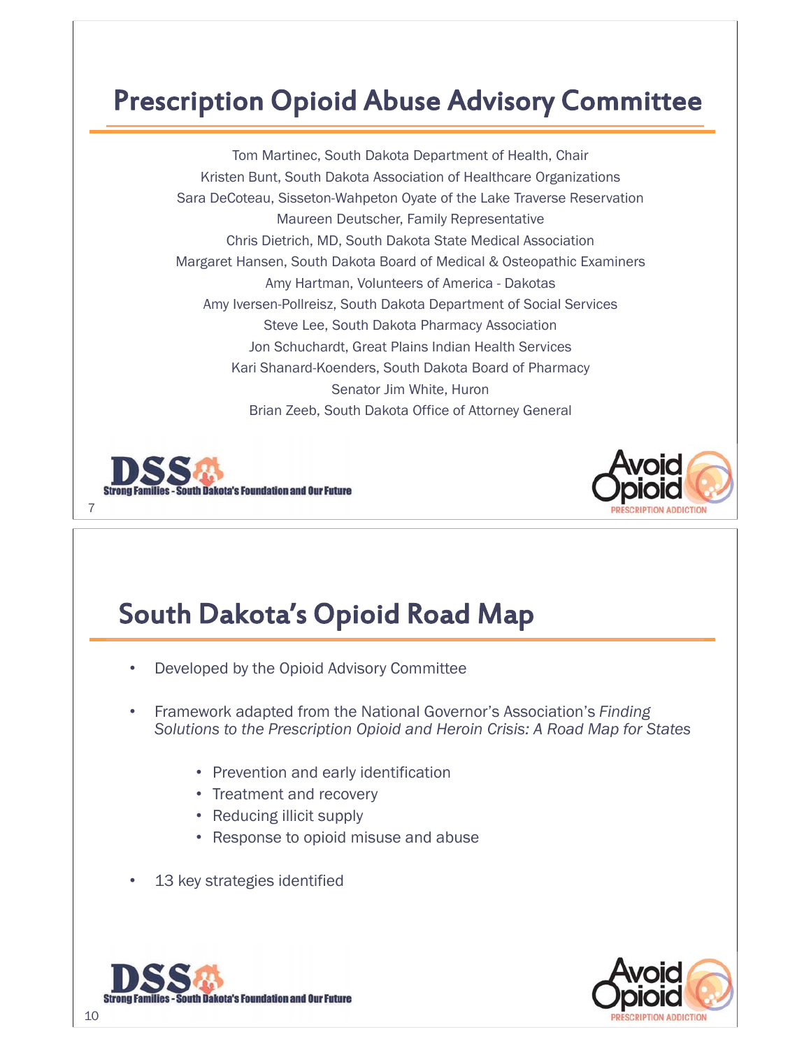## Prescription Opioid Abuse Advisory Committee

Tom Martinec, South Dakota Department of Health, Chair
Kristen Bunt, South Dakota Association of Healthcare Organizations
Sara DeCoteau, Sisseton-Wahpeton Oyate of the Lake Traverse Reservation
Maureen Deutscher, Family Representative
Chris Dietrich, MD, South Dakota State Medical Association
Margaret Hansen, South Dakota Board of Medical & Osteopathic Examiners
Amy Hartman, Volunteers of America - Dakotas
Amy Iversen-Pollreisz, South Dakota Department of Social Services
Steve Lee, South Dakota Pharmacy Association
Jon Schuchardt, Great Plains Indian Health Services
Kari Shanard-Koenders, South Dakota Board of Pharmacy
Senator Jim White, Huron
Brian Zeeb, South Dakota Office of Attorney General

DSS Strong Families - South Dakota's Foundation and Our Future

Avoid Opioid PRESCRIPTION ADDICTION

## South Dakota's Opioid Road Map

- Developed by the Opioid Advisory Committee
- Framework adapted from the National Governor's Association's *Finding Solutions to the Prescription Opioid and Heroin Crisis: A Road Map for States*
    - Prevention and early identification
    - Treatment and recovery
    - Reducing illicit supply
    - Response to opioid misuse and abuse
- 13 key strategies identified

DSS Strong Families - South Dakota's Foundation and Our Future

Avoid Opioid PRESCRIPTION ADDICTION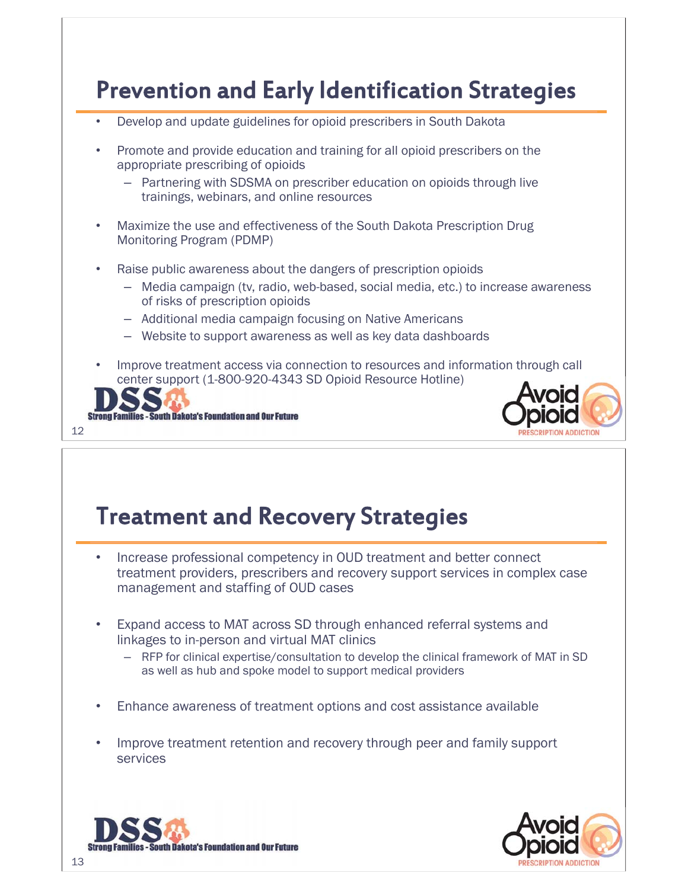## Prevention and Early Identification Strategies

- Develop and update guidelines for opioid prescribers in South Dakota
- Promote and provide education and training for all opioid prescribers on the appropriate prescribing of opioids
  - Partnering with SDSMA on prescriber education on opioids through live trainings, webinars, and online resources
- Maximize the use and effectiveness of the South Dakota Prescription Drug Monitoring Program (PDMP)
- Raise public awareness about the dangers of prescription opioids
  - Media campaign (tv, radio, web-based, social media, etc.) to increase awareness of risks of prescription opioids
  - Additional media campaign focusing on Native Americans
  - Website to support awareness as well as key data dashboards
- Improve treatment access via connection to resources and information through call center support (1-800-920-4343 SD Opioid Resource Hotline)

## Treatment and Recovery Strategies

- Increase professional competency in OUD treatment and better connect treatment providers, prescribers and recovery support services in complex case management and staffing of OUD cases
- Expand access to MAT across SD through enhanced referral systems and linkages to in-person and virtual MAT clinics
  - RFP for clinical expertise/consultation to develop the clinical framework of MAT in SD as well as hub and spoke model to support medical providers
- Enhance awareness of treatment options and cost assistance available
- Improve treatment retention and recovery through peer and family support services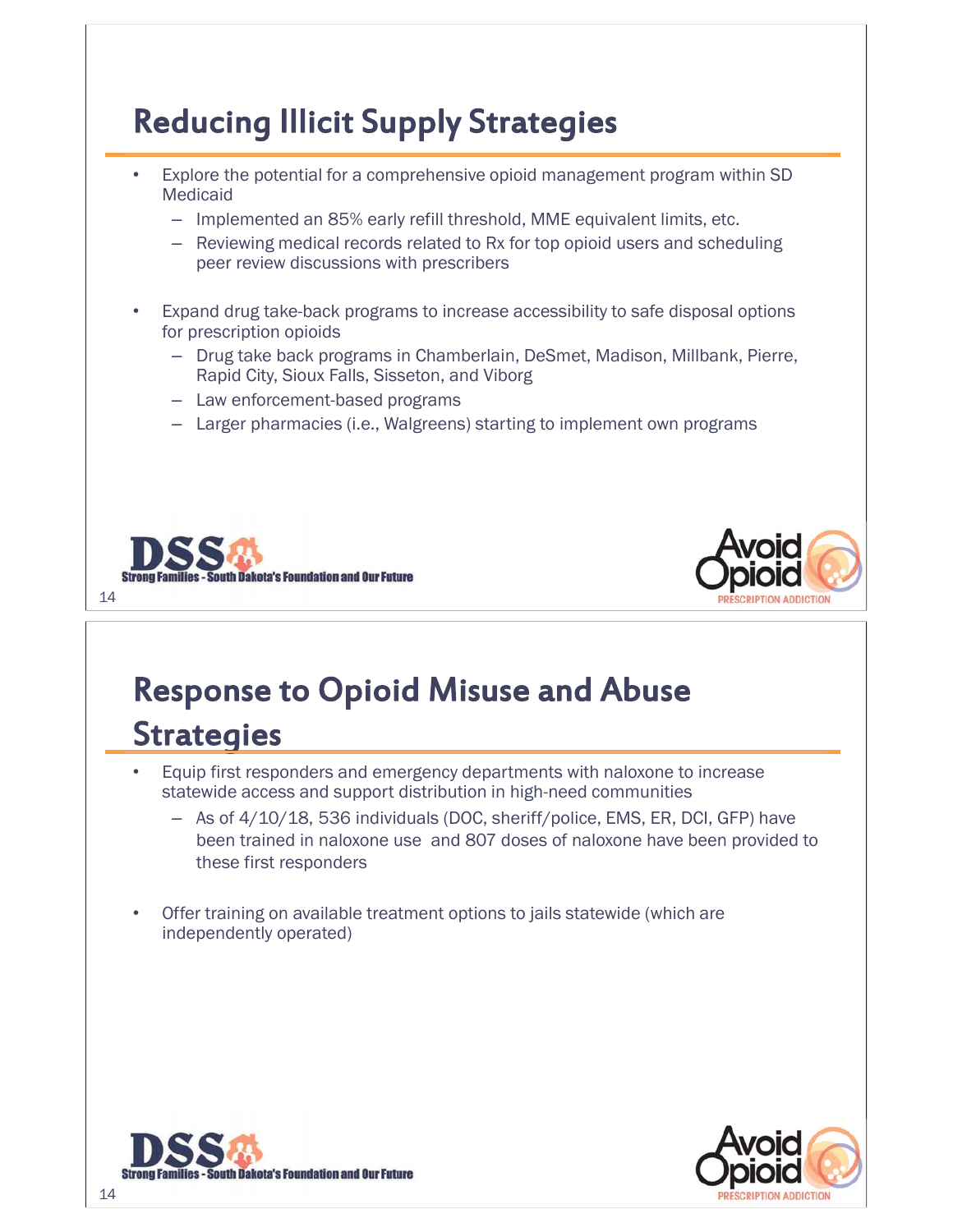## Reducing Illicit Supply Strategies

- Explore the potential for a comprehensive opioid management program within SD Medicaid
  - Implemented an 85% early refill threshold, MME equivalent limits, etc.
  - Reviewing medical records related to Rx for top opioid users and scheduling peer review discussions with prescribers
- Expand drug take-back programs to increase accessibility to safe disposal options for prescription opioids
  - Drug take back programs in Chamberlain, DeSmet, Madison, Millbank, Pierre, Rapid City, Sioux Falls, Sisseton, and Viborg
  - Law enforcement-based programs
  - Larger pharmacies (i.e., Walgreens) starting to implement own programs

DSS Strong Families - South Dakota's Foundation and Our Future

Avoid Opioid PRESCRIPTION ADDICTION

## Response to Opioid Misuse and Abuse Strategies

- Equip first responders and emergency departments with naloxone to increase statewide access and support distribution in high-need communities
  - As of 4/10/18, 536 individuals (DOC, sheriff/police, EMS, ER, DCI, GFP) have been trained in naloxone use and 807 doses of naloxone have been provided to these first responders
- Offer training on available treatment options to jails statewide (which are independently operated)

DSS Strong Families - South Dakota's Foundation and Our Future

Avoid Opioid PRESCRIPTION ADDICTION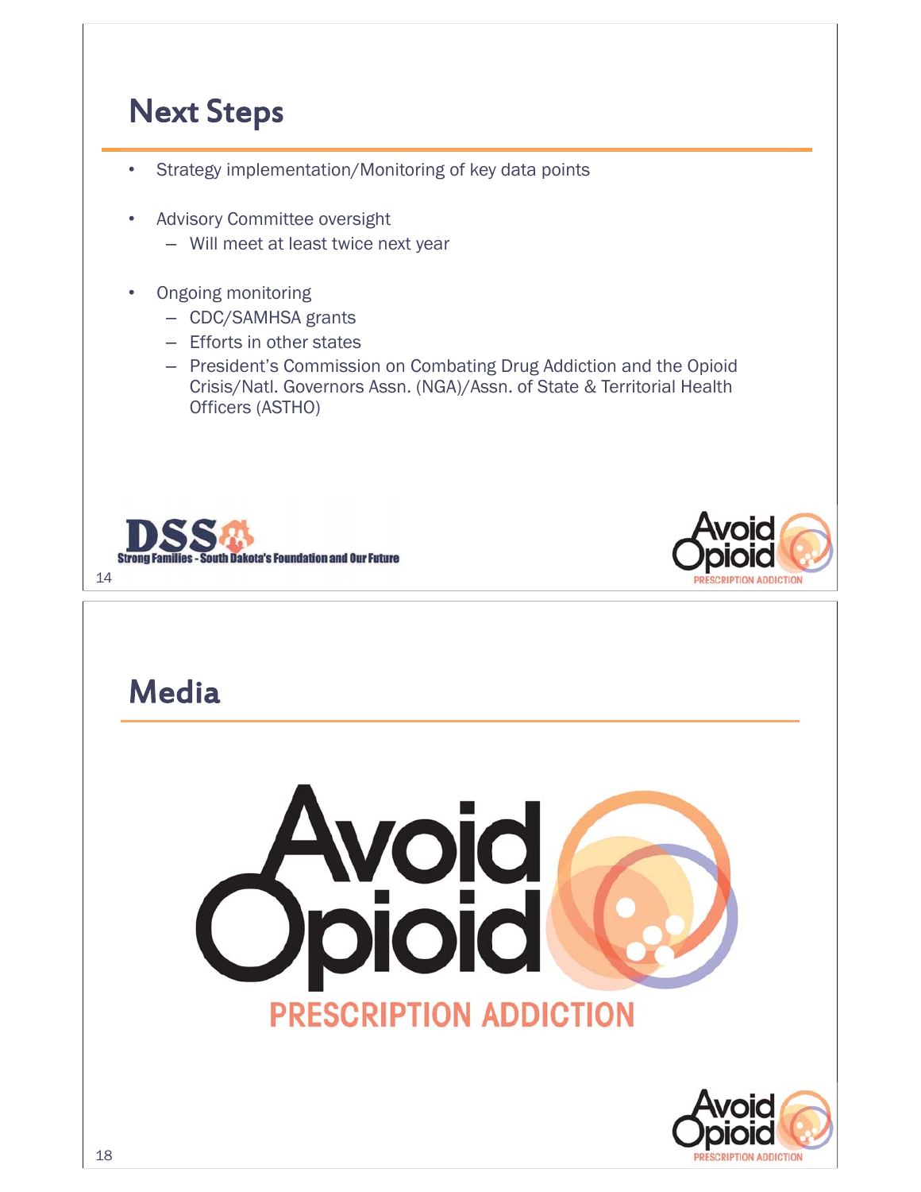## Next Steps

- Strategy implementation/Monitoring of key data points
- Advisory Committee oversight
  - Will meet at least twice next year
- Ongoing monitoring
  - CDC/SAMHSA grants
  - Efforts in other states
  - President's Commission on Combating Drug Addiction and the Opioid Crisis/Natl. Governors Assn. (NGA)/Assn. of State & Territorial Health Officers (ASTHO)

## Media

Avoid Opioid

PRESCRIPTION ADDICTION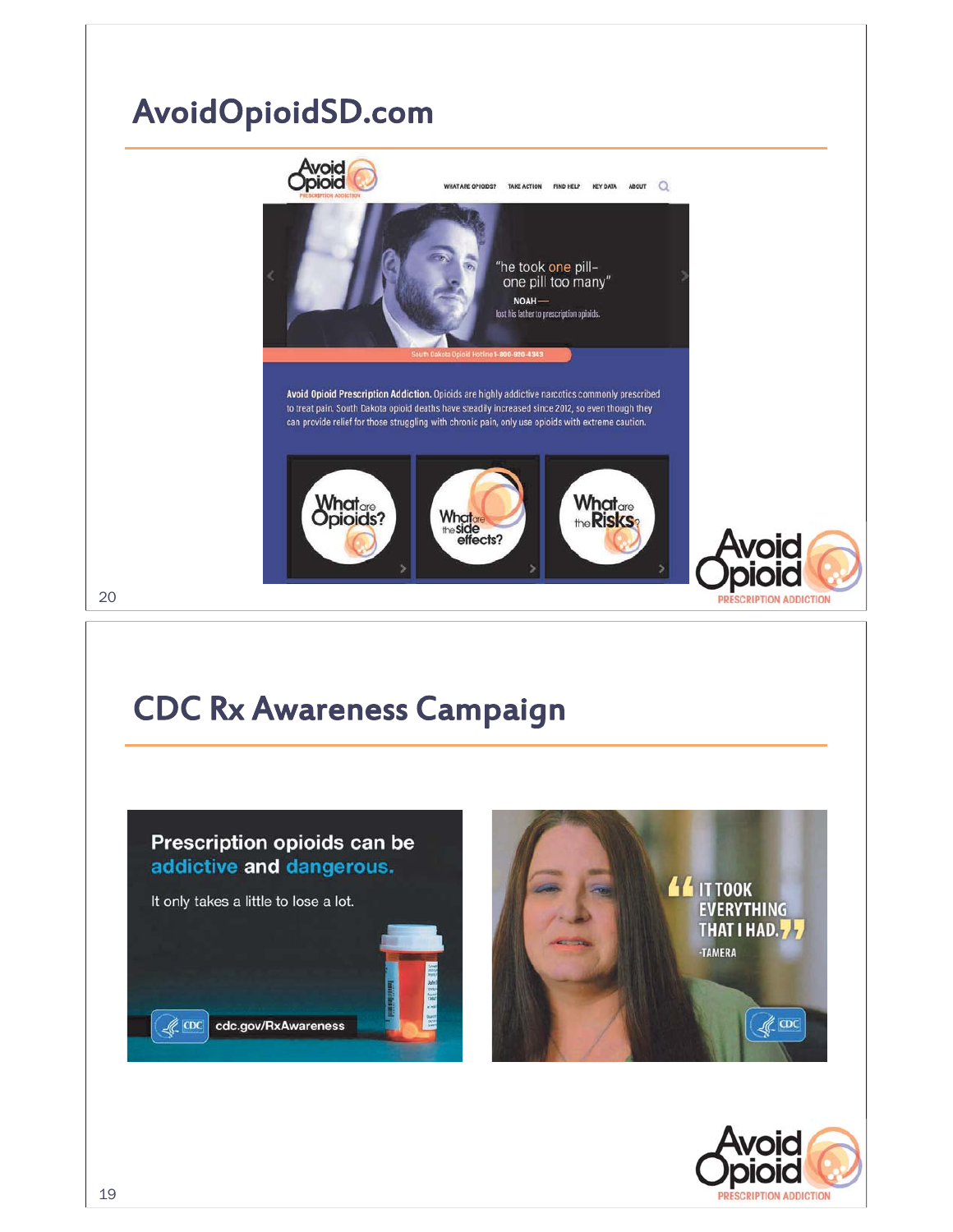## AvoidOpioidSD.com

WHAT ARE OPIOIDS? TAKE ACTION FIND HELP KEY DATA ABOUT

"he took one pill– one pill too many"

NOAH — lost his father to prescription opioids.

South Dakota Opioid Hotline 1-800-920-4343

**Avoid Opioid Prescription Addiction.** Opioids are highly addictive narcotics commonly prescribed to treat pain. South Dakota opioid deaths have steadily increased since 2012, so even though they can provide relief for those struggling with chronic pain, only use opioids with extreme caution.

What are Opioids?

What are the side effects?

What are the Risks?

## CDC Rx Awareness Campaign

Prescription opioids can be addictive and dangerous.

It only takes a little to lose a lot.

cdc.gov/RxAwareness

"IT TOOK EVERYTHING THAT I HAD." -TAMERA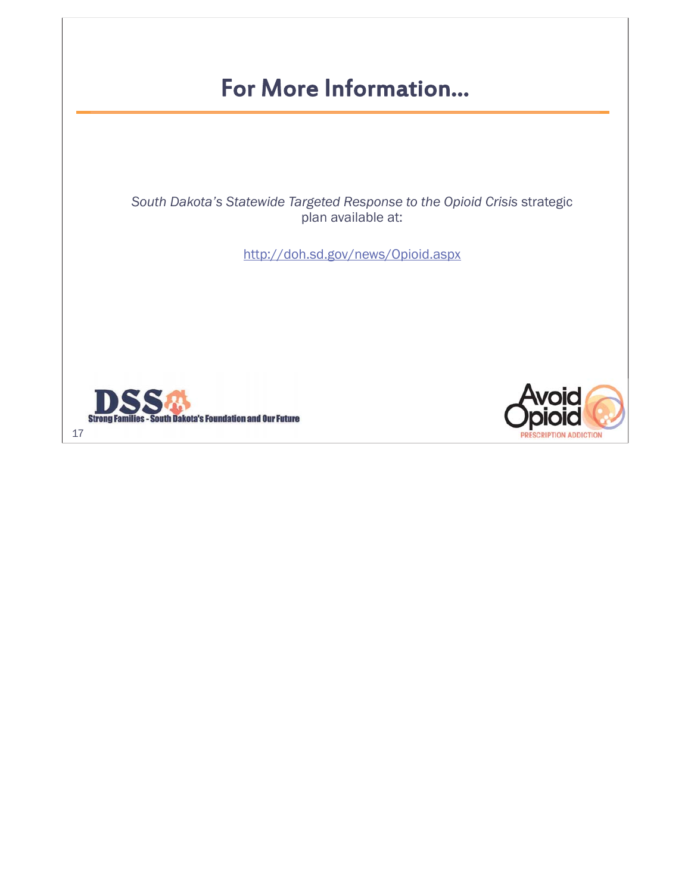# For More Information…

*South Dakota's Statewide Targeted Response to the Opioid Crisis* strategic plan available at:

http://doh.sd.gov/news/Opioid.aspx